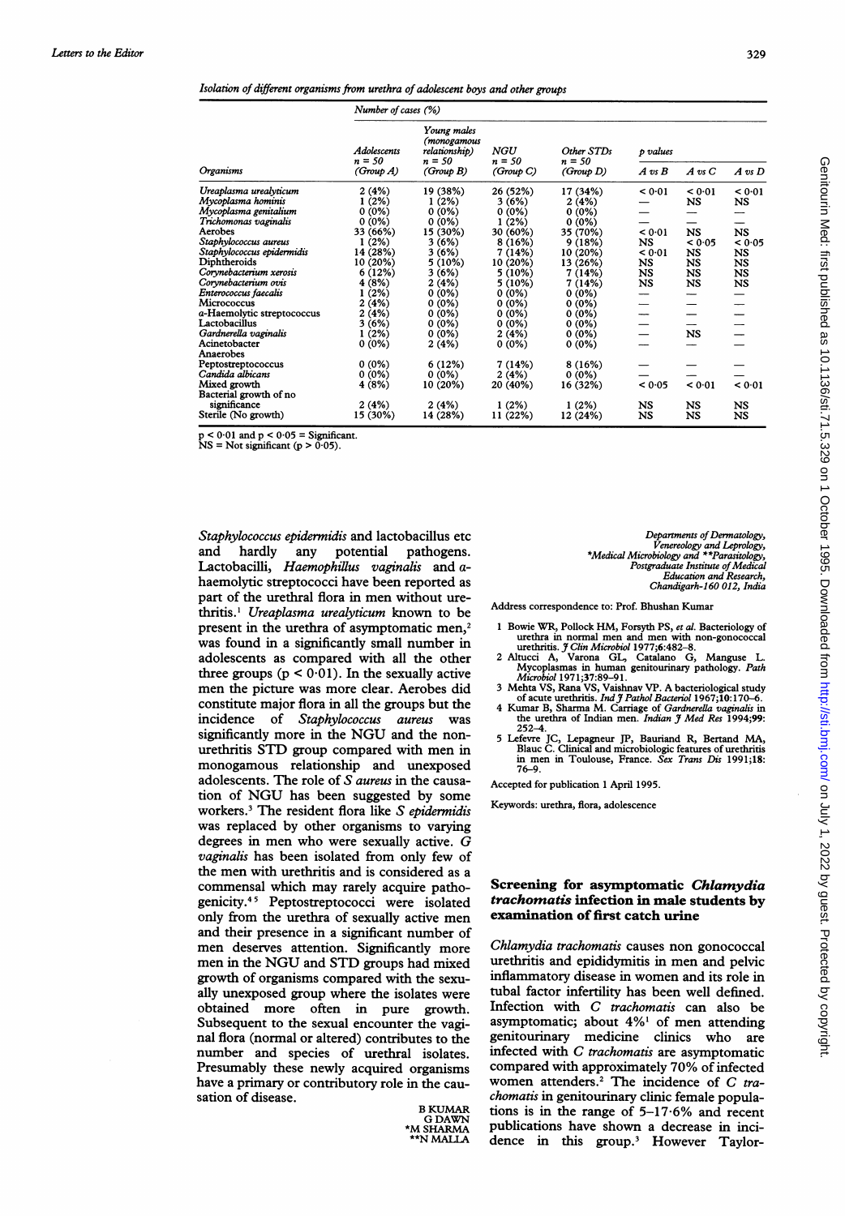*Isolation of different organisms from urethra of adolescent boys and other groups*

| | Number of cases (%) | | | | | | |
|---|---|---|---|---|---|---|---|
| Organisms | Adolescents n = 50 (Group A) | Young males (monogamous relationship) n = 50 (Group B) | NGU n = 50 (Group C) | Other STDs n = 50 (Group D) | p values A vs B | A vs C | A vs D |
| *Ureaplasma urealyticum* | 2 (4%) | 19 (38%) | 26 (52%) | 17 (34%) | < 0·01 | < 0·01 | < 0·01 |
| *Mycoplasma hominis* | 1 (2%) | 1 (2%) | 3 (6%) | 2 (4%) | — | NS | NS |
| *Mycoplasma genitalium* | 0 (0%) | 0 (0%) | 0 (0%) | 0 (0%) | — | — | — |
| *Trichomonas vaginalis* | 0 (0%) | 0 (0%) | 1 (2%) | 0 (0%) | — | — | — |
| Aerobes | 33 (66%) | 15 (30%) | 30 (60%) | 35 (70%) | < 0·01 | NS | NS |
| *Staphylococcus aureus* | 1 (2%) | 3 (6%) | 8 (16%) | 9 (18%) | NS | < 0·05 | < 0·05 |
| *Staphylococcus epidermidis* | 14 (28%) | 3 (6%) | 7 (14%) | 10 (20%) | < 0·01 | NS | NS |
| Diphtheroids | 10 (20%) | 5 (10%) | 10 (20%) | 13 (26%) | NS | NS | NS |
| *Corynebacterium xerosis* | 6 (12%) | 3 (6%) | 5 (10%) | 7 (14%) | NS | NS | NS |
| *Corynebacterium ovis* | 4 (8%) | 2 (4%) | 5 (10%) | 7 (14%) | NS | NS | NS |
| *Enterococcus faecalis* | 1 (2%) | 0 (0%) | 0 (0%) | 0 (0%) | — | — | — |
| Micrococcus | 2 (4%) | 0 (0%) | 0 (0%) | 0 (0%) | — | — | — |
| α-Haemolytic streptococcus | 2 (4%) | 0 (0%) | 0 (0%) | 0 (0%) | — | — | — |
| Lactobacillus | 3 (6%) | 0 (0%) | 0 (0%) | 0 (0%) | — | — | — |
| *Gardnerella vaginalis* | 1 (2%) | 0 (0%) | 2 (4%) | 0 (0%) | — | NS | — |
| Acinetobacter | 0 (0%) | 2 (4%) | 0 (0%) | 0 (0%) | — | — | — |
| Anaerobes | | | | | | | |
| Peptostreptococcus | 0 (0%) | 6 (12%) | 7 (14%) | 8 (16%) | — | — | — |
| *Candida albicans* | 0 (0%) | 0 (0%) | 2 (4%) | 0 (0%) | — | — | — |
| Mixed growth | 4 (8%) | 10 (20%) | 20 (40%) | 16 (32%) | < 0·05 | < 0·01 | < 0·01 |
| Bacterial growth of no significance | 2 (4%) | 2 (4%) | 1 (2%) | 1 (2%) | NS | NS | NS |
| Sterile (No growth) | 15 (30%) | 14 (28%) | 11 (22%) | 12 (24%) | NS | NS | NS |

p < 0·01 and p < 0·05 = Significant.
NS = Not significant (p > 0·05).

*Staphylococcus epidermidis* and lactobacillus etc and hardly any potential pathogens. Lactobacilli, *Haemophillus vaginalis* and α-haemolytic streptococci have been reported as part of the urethral flora in men without urethritis.[1] *Ureaplasma urealyticum* known to be present in the urethra of asymptomatic men,[2] was found in a significantly small number in adolescents as compared with all the other three groups ($p < 0·01$). In the sexually active men the picture was more clear. Aerobes did constitute major flora in all the groups but the incidence of *Staphylococcus aureus* was significantly more in the NGU and the non-urethritis STD group compared with men in monogamous relationship and unexposed adolescents. The role of *S aureus* in the causation of NGU has been suggested by some workers.[3] The resident flora like *S epidermidis* was replaced by other organisms to varying degrees in men who were sexually active. *G vaginalis* has been isolated from only few of the men with urethritis and is considered as a commensal which may rarely acquire pathogenicity.[4,5] Peptostreptococci were isolated only from the urethra of sexually active men and their presence in a significant number of men deserves attention. Significantly more men in the NGU and STD groups had mixed growth of organisms compared with the sexually unexposed group where the isolates were obtained more often in pure growth. Subsequent to the sexual encounter the vaginal flora (normal or altered) contributes to the number and species of urethral isolates. Presumably these newly acquired organisms have a primary or contributory role in the causation of disease.

B KUMAR
G DAWN
*M SHARMA
**N MALLA

*Departments of Dermatology, Venereology and Leprology, \*Medical Microbiology and \*\*Parasitology, Postgraduate Institute of Medical Education and Research, Chandigarh-160 012, India*

Address correspondence to: Prof. Bhushan Kumar

1 Bowie WR, Pollock HM, Forsyth PS, *et al.* Bacteriology of urethra in normal men and men with non-gonococcal urethritis. *J Clin Microbiol* 1977;6:482–8.
2 Altucci A, Varona GL, Catalano G, Manguse L. Mycoplasmas in human genitourinary pathology. *Path Microbiol* 1971;37:89–91.
3 Mehta VS, Rana VS, Vaishnav VP. A bacteriological study of acute urethritis. *Ind J Pathol Bacteriol* 1967;10:170–6.
4 Kumar B, Sharma M. Carriage of *Gardnerella vaginalis* in the urethra of Indian men. *Indian J Med Res* 1994;99:252–4.
5 Lefevre JC, Lepagneur JP, Bauriand R, Bertand MA, Blauc C. Clinical and microbiologic features of urethritis in men in Toulouse, France. *Sex Trans Dis* 1991;18:76–9.

Accepted for publication 1 April 1995.

Keywords: urethra, flora, adolescence

## Screening for asymptomatic *Chlamydia trachomatis* infection in male students by examination of first catch urine

*Chlamydia trachomatis* causes non gonococcal urethritis and epididymitis in men and pelvic inflammatory disease in women and its role in tubal factor infertility has been well defined. Infection with *C trachomatis* can also be asymptomatic; about 4%[1] of men attending genitourinary medicine clinics who are infected with *C trachomatis* are asymptomatic compared with approximately 70% of infected women attenders.[2] The incidence of *C trachomatis* in genitourinary clinic female populations is in the range of 5–17·6% and recent publications have shown a decrease in incidence in this group.[3] However Taylor-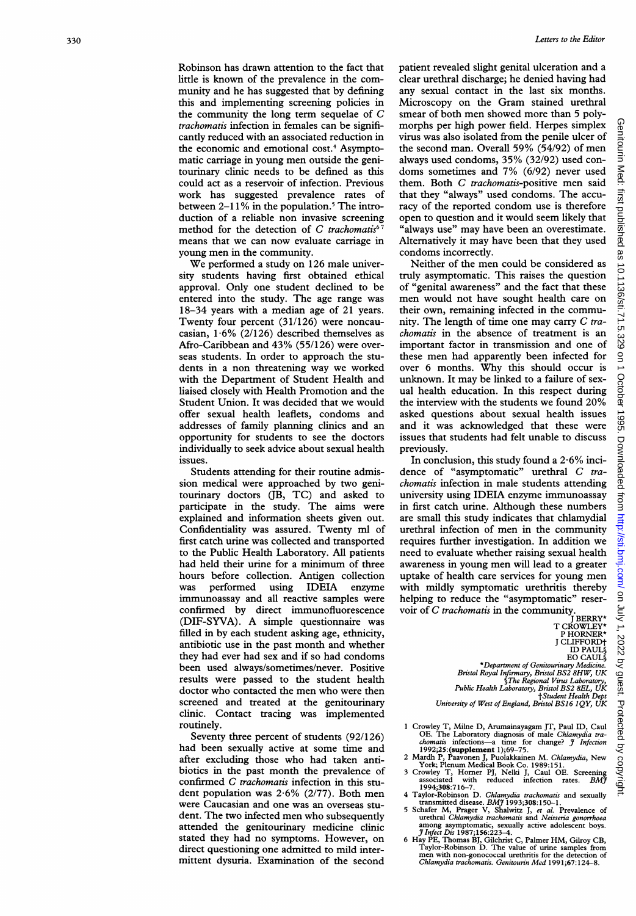Robinson has drawn attention to the fact that little is known of the prevalence in the community and he has suggested that by defining this and implementing screening policies in the community the long term sequelae of *C trachomatis* infection in females can be significantly reduced with an associated reduction in the economic and emotional cost.[4] Asymptomatic carriage in young men outside the genitourinary clinic needs to be defined as this could act as a reservoir of infection. Previous work has suggested prevalence rates of between 2–11% in the population.[5] The introduction of a reliable non invasive screening method for the detection of *C trachomatis*[6,7] means that we can now evaluate carriage in young men in the community.

We performed a study on 126 male university students having first obtained ethical approval. Only one student declined to be entered into the study. The age range was 18–34 years with a median age of 21 years. Twenty four percent (31/126) were noncaucasian, 1·6% (2/126) described themselves as Afro-Caribbean and 43% (55/126) were overseas students. In order to approach the students in a non threatening way we worked with the Department of Student Health and liaised closely with Health Promotion and the Student Union. It was decided that we would offer sexual health leaflets, condoms and addresses of family planning clinics and an opportunity for students to see the doctors individually to seek advice about sexual health issues.

Students attending for their routine admission medical were approached by two genitourinary doctors (JB, TC) and asked to participate in the study. The aims were explained and information sheets given out. Confidentiality was assured. Twenty ml of first catch urine was collected and transported to the Public Health Laboratory. All patients had held their urine for a minimum of three hours before collection. Antigen collection was performed using IDEIA enzyme immunoassay and all reactive samples were confirmed by direct immunofluorescence (DIF-SYVA). A simple questionnaire was filled in by each student asking age, ethnicity, antibiotic use in the past month and whether they had ever had sex and if so had condoms been used always/sometimes/never. Positive results were passed to the student health doctor who contacted the men who were then screened and treated at the genitourinary clinic. Contact tracing was implemented routinely.

Seventy three percent of students (92/126) had been sexually active at some time and after excluding those who had taken antibiotics in the past month the prevalence of confirmed *C trachomatis* infection in this student population was 2·6% (2/77). Both men were Caucasian and one was an overseas student. The two infected men who subsequently attended the genitourinary medicine clinic stated they had no symptoms. However, on direct questioning one admitted to mild intermittent dysuria. Examination of the second patient revealed slight genital ulceration and a clear urethral discharge; he denied having had any sexual contact in the last six months. Microscopy on the Gram stained urethral smear of both men showed more than 5 polymorphs per high power field. Herpes simplex virus was also isolated from the penile ulcer of the second man. Overall 59% (54/92) of men always used condoms, 35% (32/92) used condoms sometimes and 7% (6/92) never used them. Both *C trachomatis*-positive men said that they "always" used condoms. The accuracy of the reported condom use is therefore open to question and it would seem likely that "always use" may have been an overestimate. Alternatively it may have been that they used condoms incorrectly.

Neither of the men could be considered as truly asymptomatic. This raises the question of "genital awareness" and the fact that these men would not have sought health care on their own, remaining infected in the community. The length of time one may carry *C trachomatis* in the absence of treatment is an important factor in transmission and one of these men had apparently been infected for over 6 months. Why this should occur is unknown. It may be linked to a failure of sexual health education. In this respect during the interview with the students we found 20% asked questions about sexual health issues and it was acknowledged that these were issues that students had felt unable to discuss previously.

In conclusion, this study found a 2·6% incidence of "asymptomatic" urethral *C trachomatis* infection in male students attending university using IDEIA enzyme immunoassay in first catch urine. Although these numbers are small this study indicates that chlamydial urethral infection of men in the community requires further investigation. In addition we need to evaluate whether raising sexual health awareness in young men will lead to a greater uptake of health care services for young men with mildly symptomatic urethritis thereby helping to reduce the "asymptomatic" reservoir of *C trachomatis* in the community.

J BERRY*
T CROWLEY*
P HORNER*
J CLIFFORD†
ID PAUL§
EO CAUL§

*Department of Genitourinary Medicine, Bristol Royal Infirmary, Bristol BS2 8HW, UK
§The Regional Virus Laboratory, Public Health Laboratory, Bristol BS2 8EL, UK
†Student Health Dept University of West of England, Bristol BS16 1QY, UK

1. Crowley T, Milne D, Arumainayagam JT, Paul ID, Caul OE. The Laboratory diagnosis of male *Chlamydia trachomatis* infections—a time for change? *J Infection* 1992;25:(**supplement** 1);69–75.
2. Mardh P, Paavonen J, Puolakkainen M. *Chlamydia*, New York; Plenum Medical Book Co. 1989:151.
3. Crowley T, Horner PJ, Nelki J, Caul OE. Screening associated with reduced infection rates. *BMJ* 1994;**308**:716–7.
4. Taylor-Robinson D. *Chlamydia trachomatis* and sexually transmitted disease. *BMJ* 1993;**308**:150–1.
5. Schafer M, Prager V, Shalwitz J, *et al*. Prevalence of urethral *Chlamydia trachomatis* and *Neisseria gonorrhoea* among asymptomatic, sexually active adolescent boys. *J Infect Dis* 1987;**156**:223–4.
6. Hay PE, Thomas BJ, Gilchrist C, Palmer HM, Gilroy CB, Taylor-Robinson D. The value of urine samples from men with non-gonococcal urethritis for the detection of *Chlamydia trachomatis*. *Genitourin Med* 1991;**67**:124–8.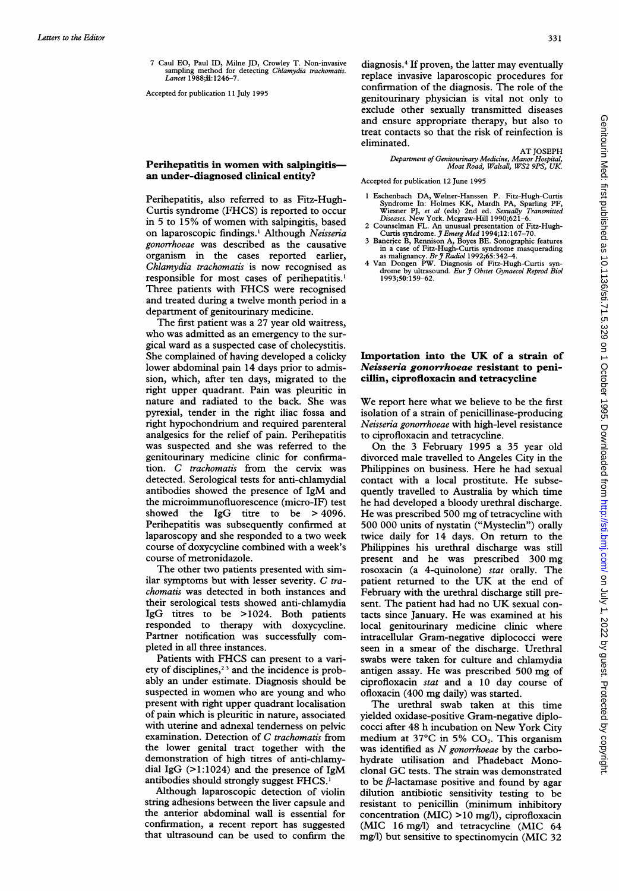7 Caul EO, Paul ID, Milne JD, Crowley T. Non-invasive sampling method for detecting *Chlamydia trachomatis*. *Lancet* 1988;ii:1246–7.

Accepted for publication 11 July 1995

## Perihepatitis in women with salpingitis—an under-diagnosed clinical entity?

Perihepatitis, also referred to as Fitz-Hugh-Curtis syndrome (FHCS) is reported to occur in 5 to 15% of women with salpingitis, based on laparoscopic findings.[1] Although *Neisseria gonorrhoeae* was described as the causative organism in the cases reported earlier, *Chlamydia trachomatis* is now recognised as responsible for most cases of perihepatitis.[1] Three patients with FHCS were recognised and treated during a twelve month period in a department of genitourinary medicine.

The first patient was a 27 year old waitress, who was admitted as an emergency to the surgical ward as a suspected case of cholecystitis. She complained of having developed a colicky lower abdominal pain 14 days prior to admission, which, after ten days, migrated to the right upper quadrant. Pain was pleuritic in nature and radiated to the back. She was pyrexial, tender in the right iliac fossa and right hypochondrium and required parenteral analgesics for the relief of pain. Perihepatitis was suspected and she was referred to the genitourinary medicine clinic for confirmation. *C trachomatis* from the cervix was detected. Serological tests for anti-chlamydial antibodies showed the presence of IgM and the microimmunofluorescence (micro-IF) test showed the IgG titre to be > 4096. Perihepatitis was subsequently confirmed at laparoscopy and she responded to a two week course of doxycycline combined with a week's course of metronidazole.

The other two patients presented with similar symptoms but with lesser severity. *C trachomatis* was detected in both instances and their serological tests showed anti-chlamydia IgG titres to be >1024. Both patients responded to therapy with doxycycline. Partner notification was successfully completed in all three instances.

Patients with FHCS can present to a variety of disciplines,[2,3] and the incidence is probably an under estimate. Diagnosis should be suspected in women who are young and who present with right upper quadrant localisation of pain which is pleuritic in nature, associated with uterine and adnexal tenderness on pelvic examination. Detection of *C trachomatis* from the lower genital tract together with the demonstration of high titres of anti-chlamydial IgG (>1:1024) and the presence of IgM antibodies should strongly suggest FHCS.[1]

Although laparoscopic detection of violin string adhesions between the liver capsule and the anterior abdominal wall is essential for confirmation, a recent report has suggested that ultrasound can be used to confirm the diagnosis.[4] If proven, the latter may eventually replace invasive laparoscopic procedures for confirmation of the diagnosis. The role of the genitourinary physician is vital not only to exclude other sexually transmitted diseases and ensure appropriate therapy, but also to treat contacts so that the risk of reinfection is eliminated.

AT JOSEPH
*Department of Genitourinary Medicine, Manor Hospital, Moat Road, Walsall, WS2 9PS, UK.*

Accepted for publication 12 June 1995

1 Eschenbach DA, Wølner-Hanssen P. Fitz-Hugh-Curtis Syndrome In: Holmes KK, Mardh PA, Sparling PF, Wiesner PJ, *et al* (eds) 2nd ed. *Sexually Transmitted Diseases*. New York. Mcgraw-Hill 1990;621–6.
2 Counselman FL. An unusual presentation of Fitz-Hugh-Curtis syndrome. *J Emerg Med* 1994;12:167–70.
3 Banerjee B, Rennison A, Boyes BE. Sonographic features in a case of Fitz-Hugh-Curtis syndrome masquerading as malignancy. *Br J Radiol* 1992;65:342–4.
4 Van Dongen PW. Diagnosis of Fitz-Hugh-Curtis syndrome by ultrasound. *Eur J Obstet Gynaecol Reprod Biol* 1993;50:159–62.

## Importation into the UK of a strain of *Neisseria gonorrhoeae* resistant to penicillin, ciprofloxacin and tetracycline

We report here what we believe to be the first isolation of a strain of penicillinase-producing *Neisseria gonorrhoeae* with high-level resistance to ciprofloxacin and tetracycline.

On the 3 February 1995 a 35 year old divorced male travelled to Angeles City in the Philippines on business. Here he had sexual contact with a local prostitute. He subsequently travelled to Australia by which time he had developed a bloody urethral discharge. He was prescribed 500 mg of tetracycline with 500 000 units of nystatin ("Mysteclin") orally twice daily for 14 days. On return to the Philippines his urethral discharge was still present and he was prescribed 300 mg rosoxacin (a 4-quinolone) *stat* orally. The patient returned to the UK at the end of February with the urethral discharge still present. The patient had had no UK sexual contacts since January. He was examined at his local genitourinary medicine clinic where intracellular Gram-negative diplococci were seen in a smear of the discharge. Urethral swabs were taken for culture and chlamydia antigen assay. He was prescribed 500 mg of ciprofloxacin *stat* and a 10 day course of ofloxacin (400 mg daily) was started.

The urethral swab taken at this time yielded oxidase-positive Gram-negative diplococci after 48 h incubation on New York City medium at 37°C in 5% $CO_2$. This organism was identified as *N gonorrhoeae* by the carbohydrate utilisation and Phadebact Monoclonal GC tests. The strain was demonstrated to be $\beta$-lactamase positive and found by agar dilution antibiotic sensitivity testing to be resistant to penicillin (minimum inhibitory concentration (MIC) >10 mg/l), ciprofloxacin (MIC 16 mg/l) and tetracycline (MIC 64 mg/l) but sensitive to spectinomycin (MIC 32